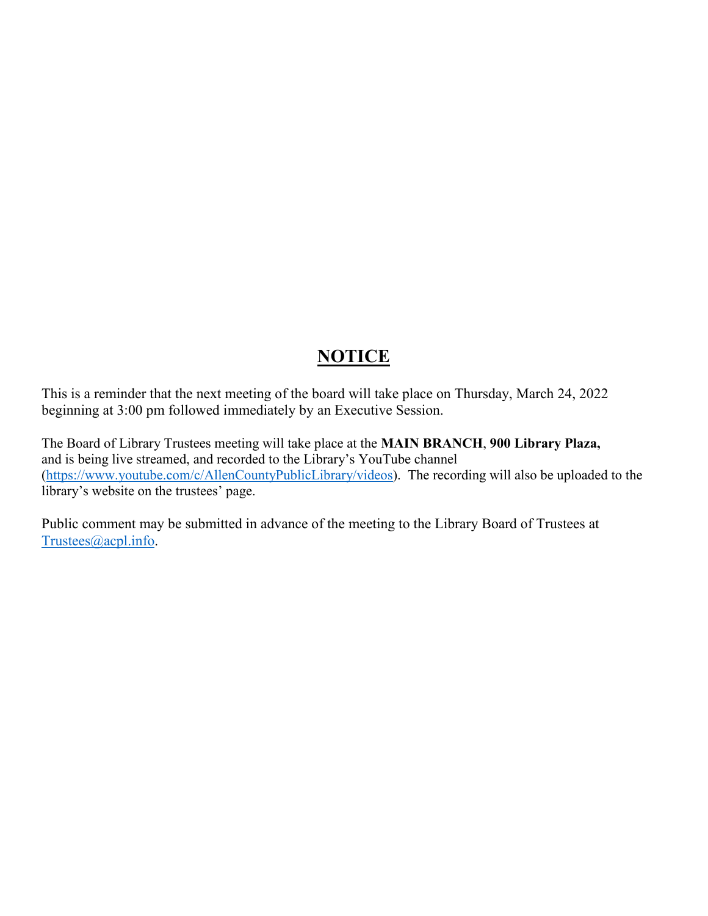# NOTICE

This is a reminder that the next meeting of the board will take place on Thursday, March 24, 2022 beginning at 3:00 pm followed immediately by an Executive Session.

The Board of Library Trustees meeting will take place at the **MAIN BRANCH**, **900 Library Plaza,** and is being live streamed, and recorded to the Library's YouTube channel (https://www.youtube.com/c/AllenCountyPublicLibrary/videos). The recording will also be uploaded to the library's website on the trustees' page.

Public comment may be submitted in advance of the meeting to the Library Board of Trustees at Trustees@acpl.info.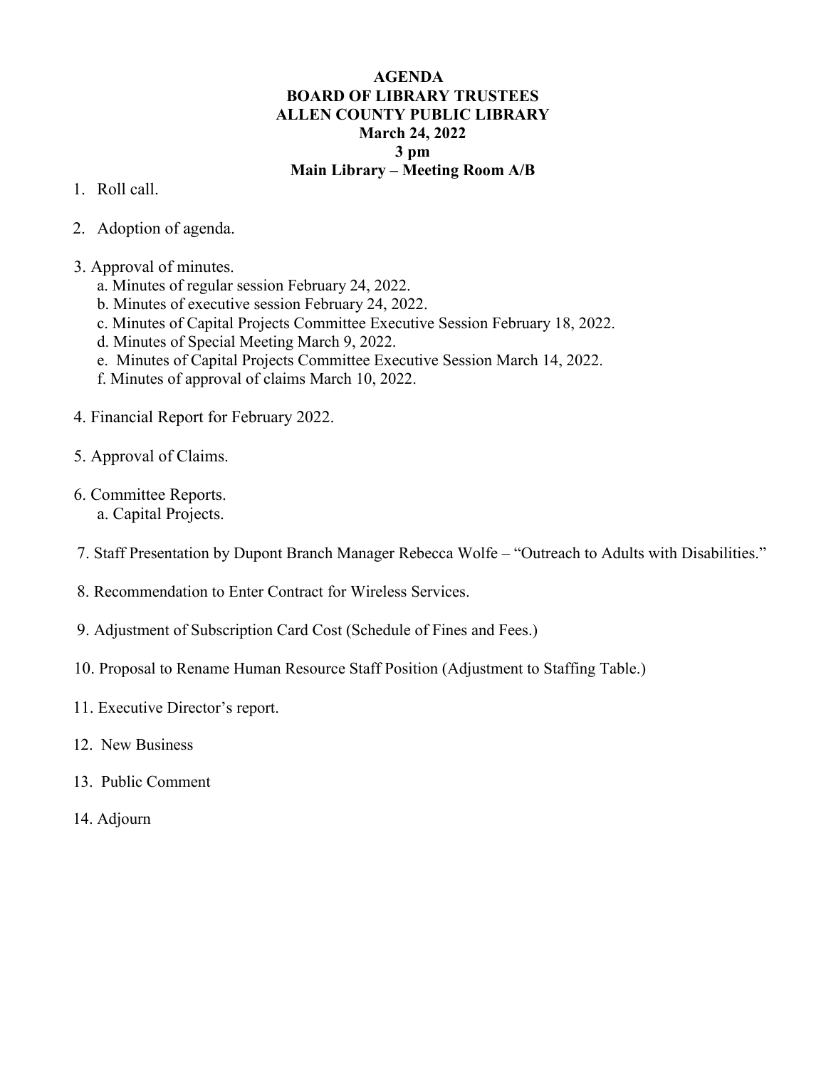**AGENDA**
**BOARD OF LIBRARY TRUSTEES**
**ALLEN COUNTY PUBLIC LIBRARY**
**March 24, 2022**
**3 pm**
**Main Library – Meeting Room A/B**

1. Roll call.

2. Adoption of agenda.

3. Approval of minutes.
   a. Minutes of regular session February 24, 2022.
   b. Minutes of executive session February 24, 2022.
   c. Minutes of Capital Projects Committee Executive Session February 18, 2022.
   d. Minutes of Special Meeting March 9, 2022.
   e. Minutes of Capital Projects Committee Executive Session March 14, 2022.
   f. Minutes of approval of claims March 10, 2022.

4. Financial Report for February 2022.

5. Approval of Claims.

6. Committee Reports.
   a. Capital Projects.

7. Staff Presentation by Dupont Branch Manager Rebecca Wolfe – "Outreach to Adults with Disabilities."

8. Recommendation to Enter Contract for Wireless Services.

9. Adjustment of Subscription Card Cost (Schedule of Fines and Fees.)

10. Proposal to Rename Human Resource Staff Position (Adjustment to Staffing Table.)

11. Executive Director's report.

12. New Business

13. Public Comment

14. Adjourn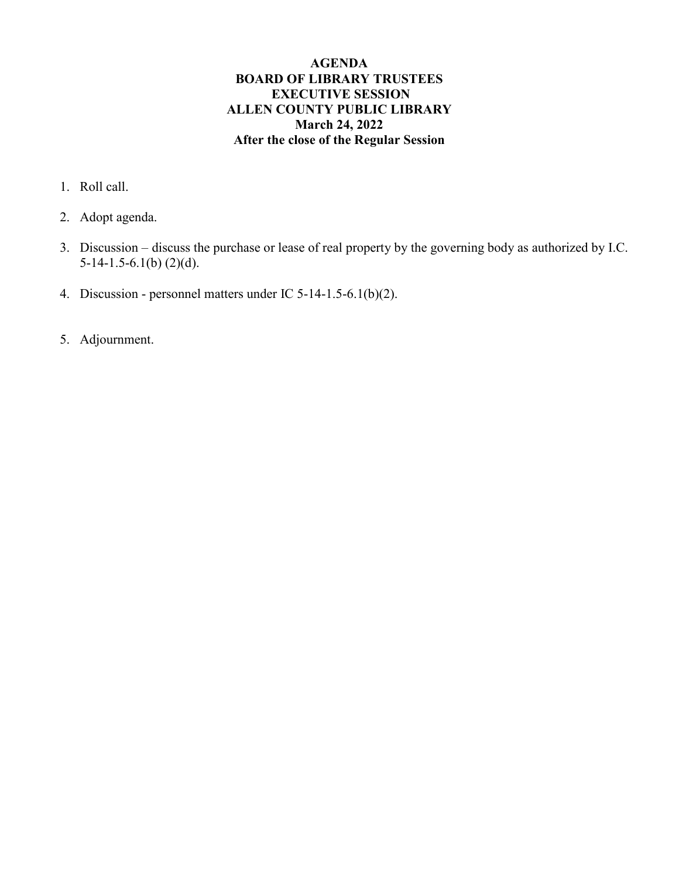# AGENDA
# BOARD OF LIBRARY TRUSTEES
# EXECUTIVE SESSION
# ALLEN COUNTY PUBLIC LIBRARY
# March 24, 2022
# After the close of the Regular Session

1. Roll call.
2. Adopt agenda.
3. Discussion – discuss the purchase or lease of real property by the governing body as authorized by I.C. 5-14-1.5-6.1(b) (2)(d).
4. Discussion - personnel matters under IC 5-14-1.5-6.1(b)(2).
5. Adjournment.